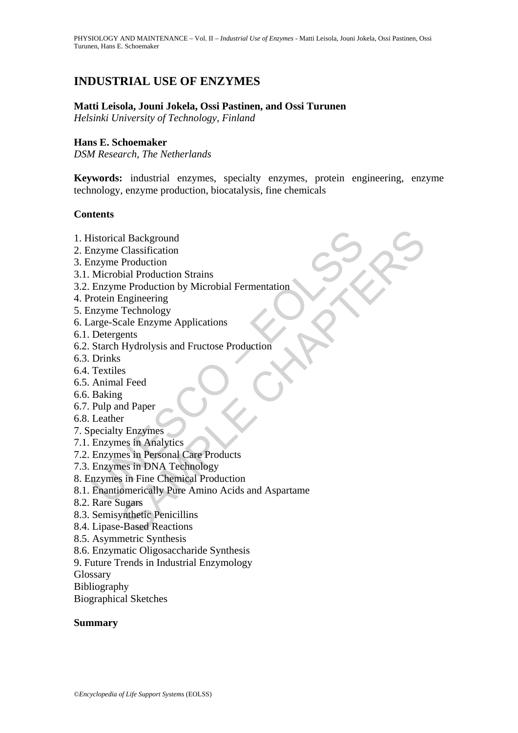# INDUSTRIAL USE OF ENZYMES

**Matti Leisola, Jouni Jokela, Ossi Pastinen, and Ossi Turunen**
*Helsinki University of Technology, Finland*

**Hans E. Schoemaker**
*DSM Research, The Netherlands*

**Keywords:** industrial enzymes, specialty enzymes, protein engineering, enzyme technology, enzyme production, biocatalysis, fine chemicals

**Contents**

1. Historical Background
2. Enzyme Classification
3. Enzyme Production
3.1. Microbial Production Strains
3.2. Enzyme Production by Microbial Fermentation
4. Protein Engineering
5. Enzyme Technology
6. Large-Scale Enzyme Applications
6.1. Detergents
6.2. Starch Hydrolysis and Fructose Production
6.3. Drinks
6.4. Textiles
6.5. Animal Feed
6.6. Baking
6.7. Pulp and Paper
6.8. Leather
7. Specialty Enzymes
7.1. Enzymes in Analytics
7.2. Enzymes in Personal Care Products
7.3. Enzymes in DNA Technology
8. Enzymes in Fine Chemical Production
8.1. Enantiomerically Pure Amino Acids and Aspartame
8.2. Rare Sugars
8.3. Semisynthetic Penicillins
8.4. Lipase-Based Reactions
8.5. Asymmetric Synthesis
8.6. Enzymatic Oligosaccharide Synthesis
9. Future Trends in Industrial Enzymology
Glossary
Bibliography
Biographical Sketches

**Summary**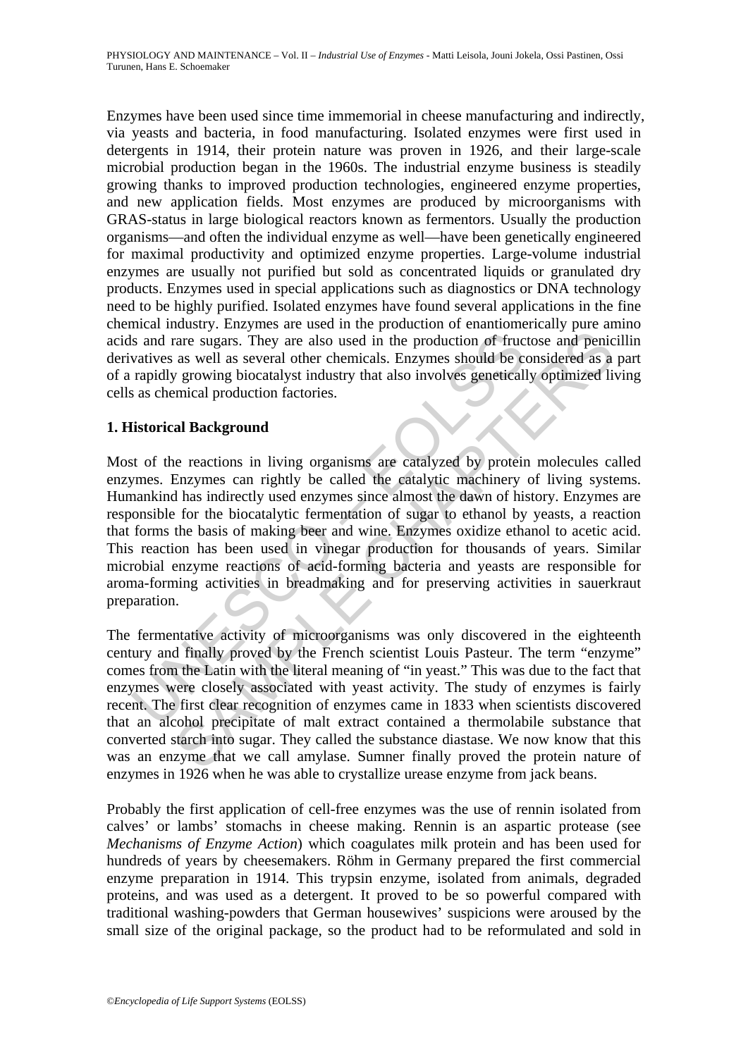Enzymes have been used since time immemorial in cheese manufacturing and indirectly, via yeasts and bacteria, in food manufacturing. Isolated enzymes were first used in detergents in 1914, their protein nature was proven in 1926, and their large-scale microbial production began in the 1960s. The industrial enzyme business is steadily growing thanks to improved production technologies, engineered enzyme properties, and new application fields. Most enzymes are produced by microorganisms with GRAS-status in large biological reactors known as fermentors. Usually the production organisms—and often the individual enzyme as well—have been genetically engineered for maximal productivity and optimized enzyme properties. Large-volume industrial enzymes are usually not purified but sold as concentrated liquids or granulated dry products. Enzymes used in special applications such as diagnostics or DNA technology need to be highly purified. Isolated enzymes have found several applications in the fine chemical industry. Enzymes are used in the production of enantiomerically pure amino acids and rare sugars. They are also used in the production of fructose and penicillin derivatives as well as several other chemicals. Enzymes should be considered as a part of a rapidly growing biocatalyst industry that also involves genetically optimized living cells as chemical production factories.

## 1. Historical Background

Most of the reactions in living organisms are catalyzed by protein molecules called enzymes. Enzymes can rightly be called the catalytic machinery of living systems. Humankind has indirectly used enzymes since almost the dawn of history. Enzymes are responsible for the biocatalytic fermentation of sugar to ethanol by yeasts, a reaction that forms the basis of making beer and wine. Enzymes oxidize ethanol to acetic acid. This reaction has been used in vinegar production for thousands of years. Similar microbial enzyme reactions of acid-forming bacteria and yeasts are responsible for aroma-forming activities in breadmaking and for preserving activities in sauerkraut preparation.

The fermentative activity of microorganisms was only discovered in the eighteenth century and finally proved by the French scientist Louis Pasteur. The term "enzyme" comes from the Latin with the literal meaning of "in yeast." This was due to the fact that enzymes were closely associated with yeast activity. The study of enzymes is fairly recent. The first clear recognition of enzymes came in 1833 when scientists discovered that an alcohol precipitate of malt extract contained a thermolabile substance that converted starch into sugar. They called the substance diastase. We now know that this was an enzyme that we call amylase. Sumner finally proved the protein nature of enzymes in 1926 when he was able to crystallize urease enzyme from jack beans.

Probably the first application of cell-free enzymes was the use of rennin isolated from calves' or lambs' stomachs in cheese making. Rennin is an aspartic protease (see *Mechanisms of Enzyme Action*) which coagulates milk protein and has been used for hundreds of years by cheesemakers. Röhm in Germany prepared the first commercial enzyme preparation in 1914. This trypsin enzyme, isolated from animals, degraded proteins, and was used as a detergent. It proved to be so powerful compared with traditional washing-powders that German housewives' suspicions were aroused by the small size of the original package, so the product had to be reformulated and sold in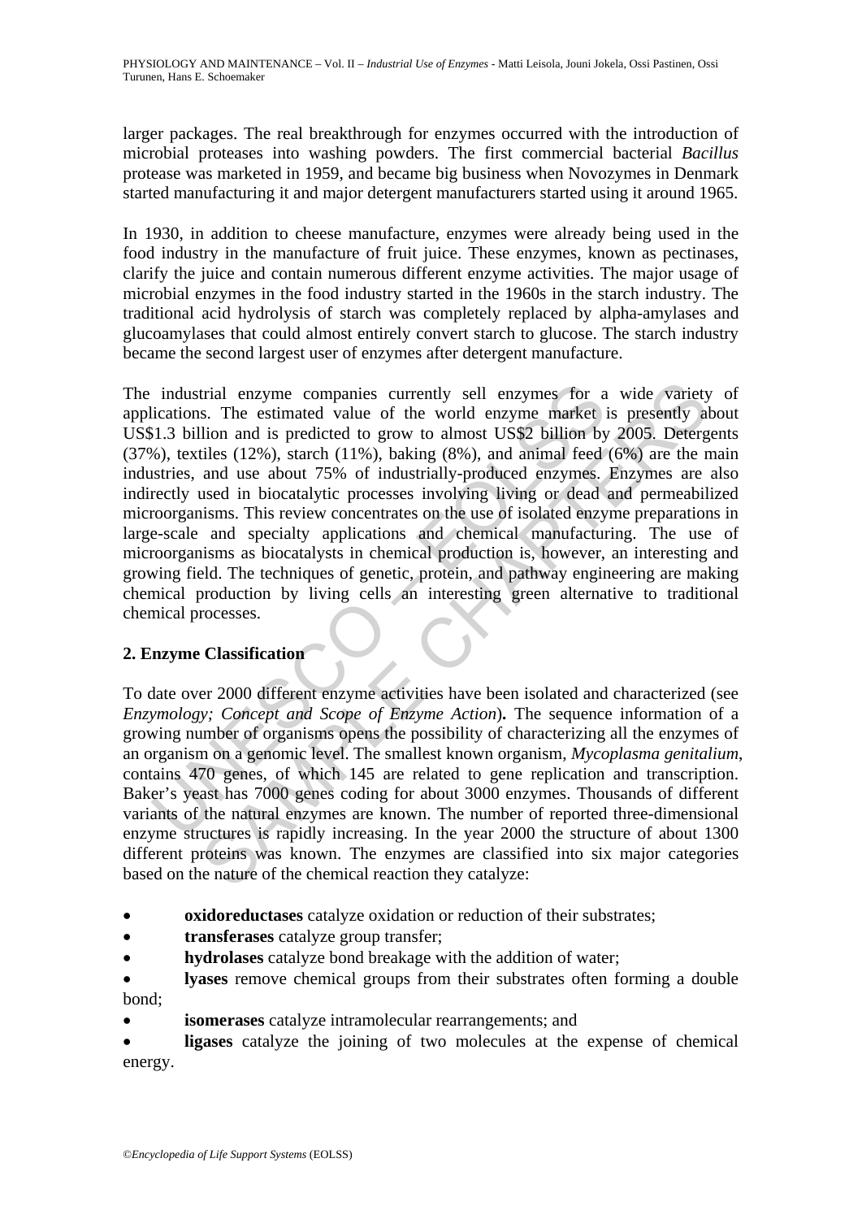larger packages. The real breakthrough for enzymes occurred with the introduction of microbial proteases into washing powders. The first commercial bacterial *Bacillus* protease was marketed in 1959, and became big business when Novozymes in Denmark started manufacturing it and major detergent manufacturers started using it around 1965.

In 1930, in addition to cheese manufacture, enzymes were already being used in the food industry in the manufacture of fruit juice. These enzymes, known as pectinases, clarify the juice and contain numerous different enzyme activities. The major usage of microbial enzymes in the food industry started in the 1960s in the starch industry. The traditional acid hydrolysis of starch was completely replaced by alpha-amylases and glucoamylases that could almost entirely convert starch to glucose. The starch industry became the second largest user of enzymes after detergent manufacture.

The industrial enzyme companies currently sell enzymes for a wide variety of applications. The estimated value of the world enzyme market is presently about US$1.3 billion and is predicted to grow to almost US$2 billion by 2005. Detergents (37%), textiles (12%), starch (11%), baking (8%), and animal feed (6%) are the main industries, and use about 75% of industrially-produced enzymes. Enzymes are also indirectly used in biocatalytic processes involving living or dead and permeabilized microorganisms. This review concentrates on the use of isolated enzyme preparations in large-scale and specialty applications and chemical manufacturing. The use of microorganisms as biocatalysts in chemical production is, however, an interesting and growing field. The techniques of genetic, protein, and pathway engineering are making chemical production by living cells an interesting green alternative to traditional chemical processes.

## 2. Enzyme Classification

To date over 2000 different enzyme activities have been isolated and characterized (see *Enzymology; Concept and Scope of Enzyme Action*)**.** The sequence information of a growing number of organisms opens the possibility of characterizing all the enzymes of an organism on a genomic level. The smallest known organism, *Mycoplasma genitalium*, contains 470 genes, of which 145 are related to gene replication and transcription. Baker's yeast has 7000 genes coding for about 3000 enzymes. Thousands of different variants of the natural enzymes are known. The number of reported three-dimensional enzyme structures is rapidly increasing. In the year 2000 the structure of about 1300 different proteins was known. The enzymes are classified into six major categories based on the nature of the chemical reaction they catalyze:

- **oxidoreductases** catalyze oxidation or reduction of their substrates;
- **transferases** catalyze group transfer;
- **hydrolases** catalyze bond breakage with the addition of water;
- **lyases** remove chemical groups from their substrates often forming a double bond;
- **isomerases** catalyze intramolecular rearrangements; and
- **ligases** catalyze the joining of two molecules at the expense of chemical energy.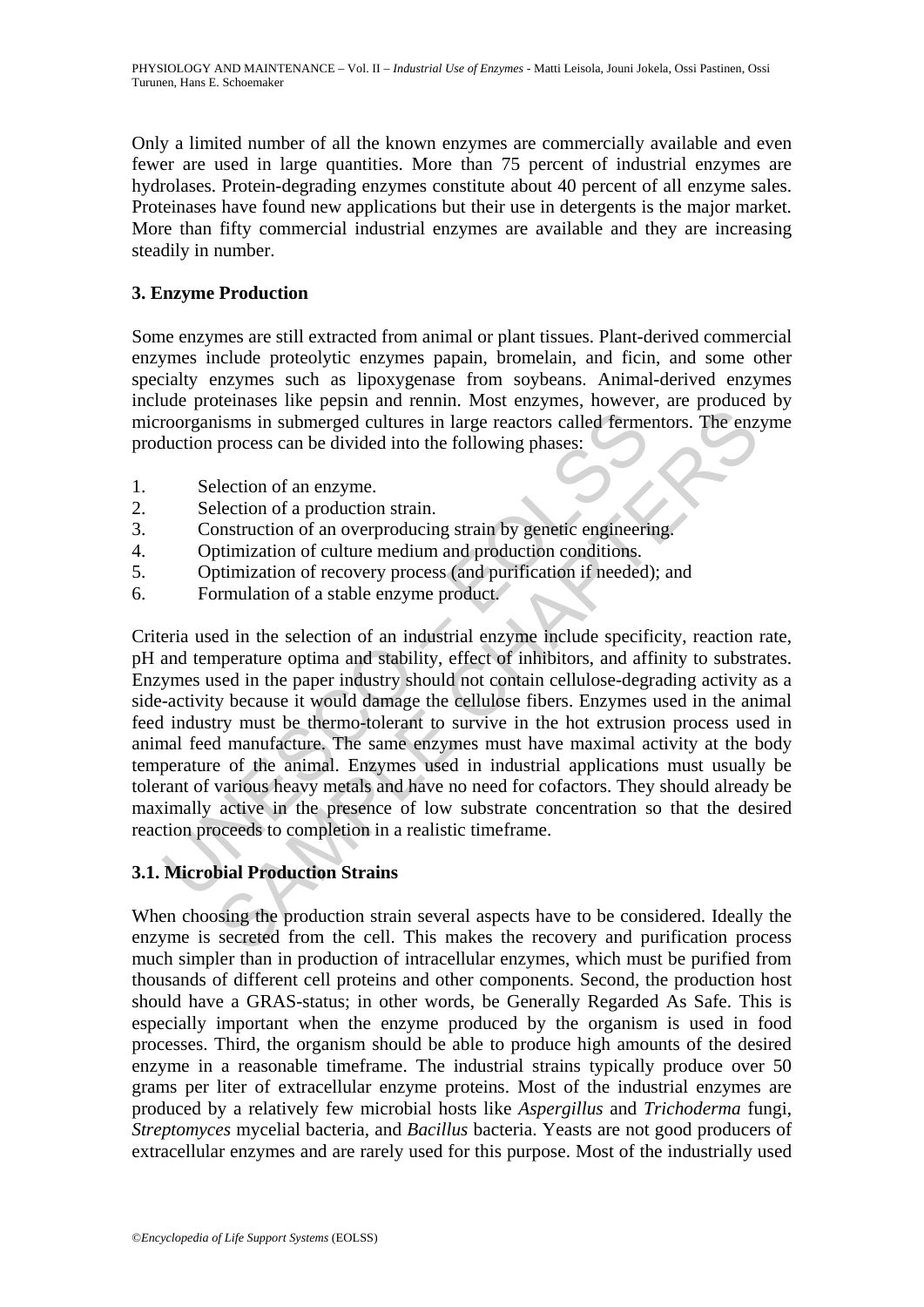Only a limited number of all the known enzymes are commercially available and even fewer are used in large quantities. More than 75 percent of industrial enzymes are hydrolases. Protein-degrading enzymes constitute about 40 percent of all enzyme sales. Proteinases have found new applications but their use in detergents is the major market. More than fifty commercial industrial enzymes are available and they are increasing steadily in number.

## 3. Enzyme Production

Some enzymes are still extracted from animal or plant tissues. Plant-derived commercial enzymes include proteolytic enzymes papain, bromelain, and ficin, and some other specialty enzymes such as lipoxygenase from soybeans. Animal-derived enzymes include proteinases like pepsin and rennin. Most enzymes, however, are produced by microorganisms in submerged cultures in large reactors called fermentors. The enzyme production process can be divided into the following phases:

1. Selection of an enzyme.
2. Selection of a production strain.
3. Construction of an overproducing strain by genetic engineering.
4. Optimization of culture medium and production conditions.
5. Optimization of recovery process (and purification if needed); and
6. Formulation of a stable enzyme product.

Criteria used in the selection of an industrial enzyme include specificity, reaction rate, pH and temperature optima and stability, effect of inhibitors, and affinity to substrates. Enzymes used in the paper industry should not contain cellulose-degrading activity as a side-activity because it would damage the cellulose fibers. Enzymes used in the animal feed industry must be thermo-tolerant to survive in the hot extrusion process used in animal feed manufacture. The same enzymes must have maximal activity at the body temperature of the animal. Enzymes used in industrial applications must usually be tolerant of various heavy metals and have no need for cofactors. They should already be maximally active in the presence of low substrate concentration so that the desired reaction proceeds to completion in a realistic timeframe.

### 3.1. Microbial Production Strains

When choosing the production strain several aspects have to be considered. Ideally the enzyme is secreted from the cell. This makes the recovery and purification process much simpler than in production of intracellular enzymes, which must be purified from thousands of different cell proteins and other components. Second, the production host should have a GRAS-status; in other words, be Generally Regarded As Safe. This is especially important when the enzyme produced by the organism is used in food processes. Third, the organism should be able to produce high amounts of the desired enzyme in a reasonable timeframe. The industrial strains typically produce over 50 grams per liter of extracellular enzyme proteins. Most of the industrial enzymes are produced by a relatively few microbial hosts like *Aspergillus* and *Trichoderma* fungi, *Streptomyces* mycelial bacteria, and *Bacillus* bacteria. Yeasts are not good producers of extracellular enzymes and are rarely used for this purpose. Most of the industrially used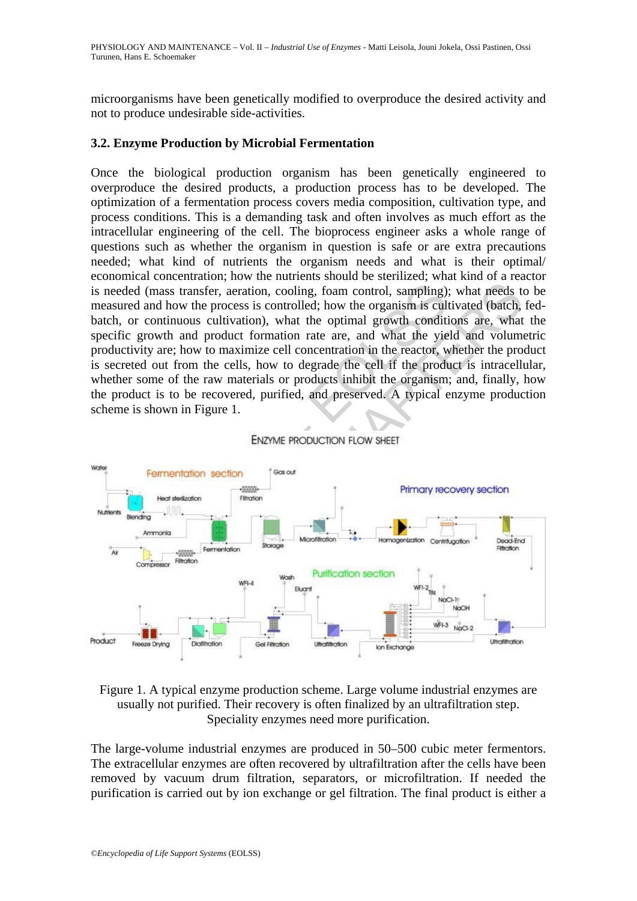microorganisms have been genetically modified to overproduce the desired activity and not to produce undesirable side-activities.

### 3.2. Enzyme Production by Microbial Fermentation

Once the biological production organism has been genetically engineered to overproduce the desired products, a production process has to be developed. The optimization of a fermentation process covers media composition, cultivation type, and process conditions. This is a demanding task and often involves as much effort as the intracellular engineering of the cell. The bioprocess engineer asks a whole range of questions such as whether the organism in question is safe or are extra precautions needed; what kind of nutrients the organism needs and what is their optimal/ economical concentration; how the nutrients should be sterilized; what kind of a reactor is needed (mass transfer, aeration, cooling, foam control, sampling); what needs to be measured and how the process is controlled; how the organism is cultivated (batch, fed-batch, or continuous cultivation), what the optimal growth conditions are, what the specific growth and product formation rate are, and what the yield and volumetric productivity are; how to maximize cell concentration in the reactor, whether the product is secreted out from the cells, how to degrade the cell if the product is intracellular, whether some of the raw materials or products inhibit the organism; and, finally, how the product is to be recovered, purified, and preserved. A typical enzyme production scheme is shown in Figure 1.

ENZYME PRODUCTION FLOW SHEET

Figure 1. A typical enzyme production scheme. Large volume industrial enzymes are usually not purified. Their recovery is often finalized by an ultrafiltration step. Speciality enzymes need more purification.

The large-volume industrial enzymes are produced in 50–500 cubic meter fermentors. The extracellular enzymes are often recovered by ultrafiltration after the cells have been removed by vacuum drum filtration, separators, or microfiltration. If needed the purification is carried out by ion exchange or gel filtration. The final product is either a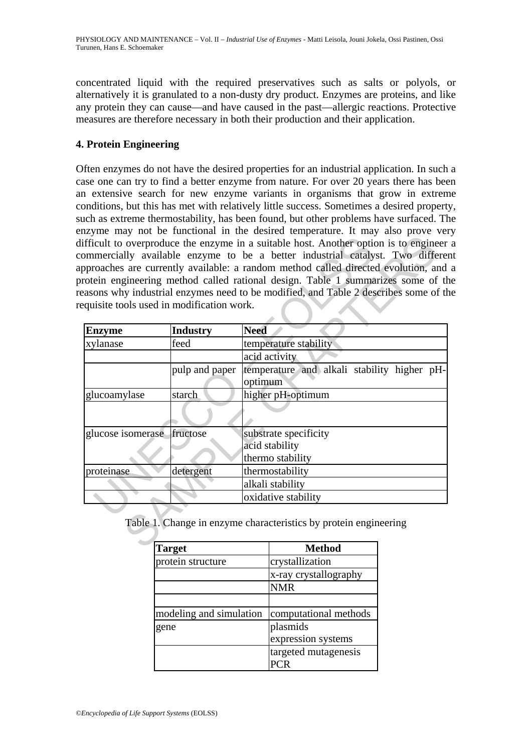concentrated liquid with the required preservatives such as salts or polyols, or alternatively it is granulated to a non-dusty dry product. Enzymes are proteins, and like any protein they can cause—and have caused in the past—allergic reactions. Protective measures are therefore necessary in both their production and their application.

## 4. Protein Engineering

Often enzymes do not have the desired properties for an industrial application. In such a case one can try to find a better enzyme from nature. For over 20 years there has been an extensive search for new enzyme variants in organisms that grow in extreme conditions, but this has met with relatively little success. Sometimes a desired property, such as extreme thermostability, has been found, but other problems have surfaced. The enzyme may not be functional in the desired temperature. It may also prove very difficult to overproduce the enzyme in a suitable host. Another option is to engineer a commercially available enzyme to be a better industrial catalyst. Two different approaches are currently available: a random method called directed evolution, and a protein engineering method called rational design. Table 1 summarizes some of the reasons why industrial enzymes need to be modified, and Table 2 describes some of the requisite tools used in modification work.

| Enzyme | Industry | Need |
|---|---|---|
| xylanase | feed | temperature stability |
| | | acid activity |
| | pulp and paper | temperature and alkali stability higher pH-optimum |
| glucoamylase | starch | higher pH-optimum |
| | | |
| glucose isomerase | fructose | substrate specificity<br>acid stability<br>thermo stability |
| proteinase | detergent | thermostability |
| | | alkali stability |
| | | oxidative stability |

Table 1. Change in enzyme characteristics by protein engineering

| Target | Method |
|---|---|
| protein structure | crystallization |
| | x-ray crystallography |
| | NMR |
| | |
| modeling and simulation | computational methods |
| gene | plasmids<br>expression systems |
| | targeted mutagenesis<br>PCR |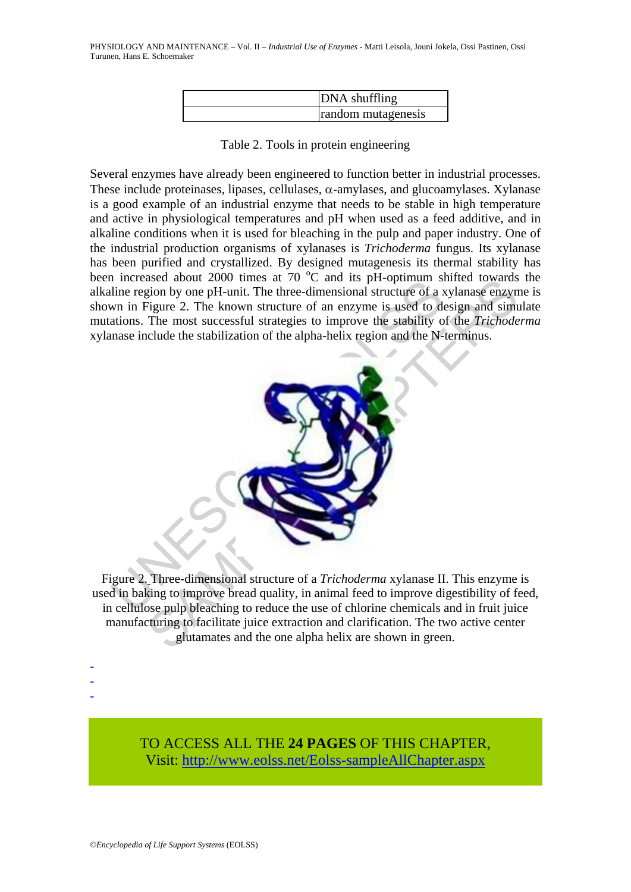| | |
|---|---|
| | DNA shuffling |
| | random mutagenesis |

Table 2. Tools in protein engineering

Several enzymes have already been engineered to function better in industrial processes. These include proteinases, lipases, cellulases, $\alpha$-amylases, and glucoamylases. Xylanase is a good example of an industrial enzyme that needs to be stable in high temperature and active in physiological temperatures and pH when used as a feed additive, and in alkaline conditions when it is used for bleaching in the pulp and paper industry. One of the industrial production organisms of xylanases is *Trichoderma* fungus. Its xylanase has been purified and crystallized. By designed mutagenesis its thermal stability has been increased about 2000 times at 70 $^{o}$C and its pH-optimum shifted towards the alkaline region by one pH-unit. The three-dimensional structure of a xylanase enzyme is shown in Figure 2. The known structure of an enzyme is used to design and simulate mutations. The most successful strategies to improve the stability of the *Trichoderma* xylanase include the stabilization of the alpha-helix region and the N-terminus.

Figure 2. Three-dimensional structure of a *Trichoderma* xylanase II. This enzyme is used in baking to improve bread quality, in animal feed to improve digestibility of feed, in cellulose pulp bleaching to reduce the use of chlorine chemicals and in fruit juice manufacturing to facilitate juice extraction and clarification. The two active center glutamates and the one alpha helix are shown in green.

-
-
-

TO ACCESS ALL THE **24 PAGES** OF THIS CHAPTER,
Visit: http://www.eolss.net/Eolss-sampleAllChapter.aspx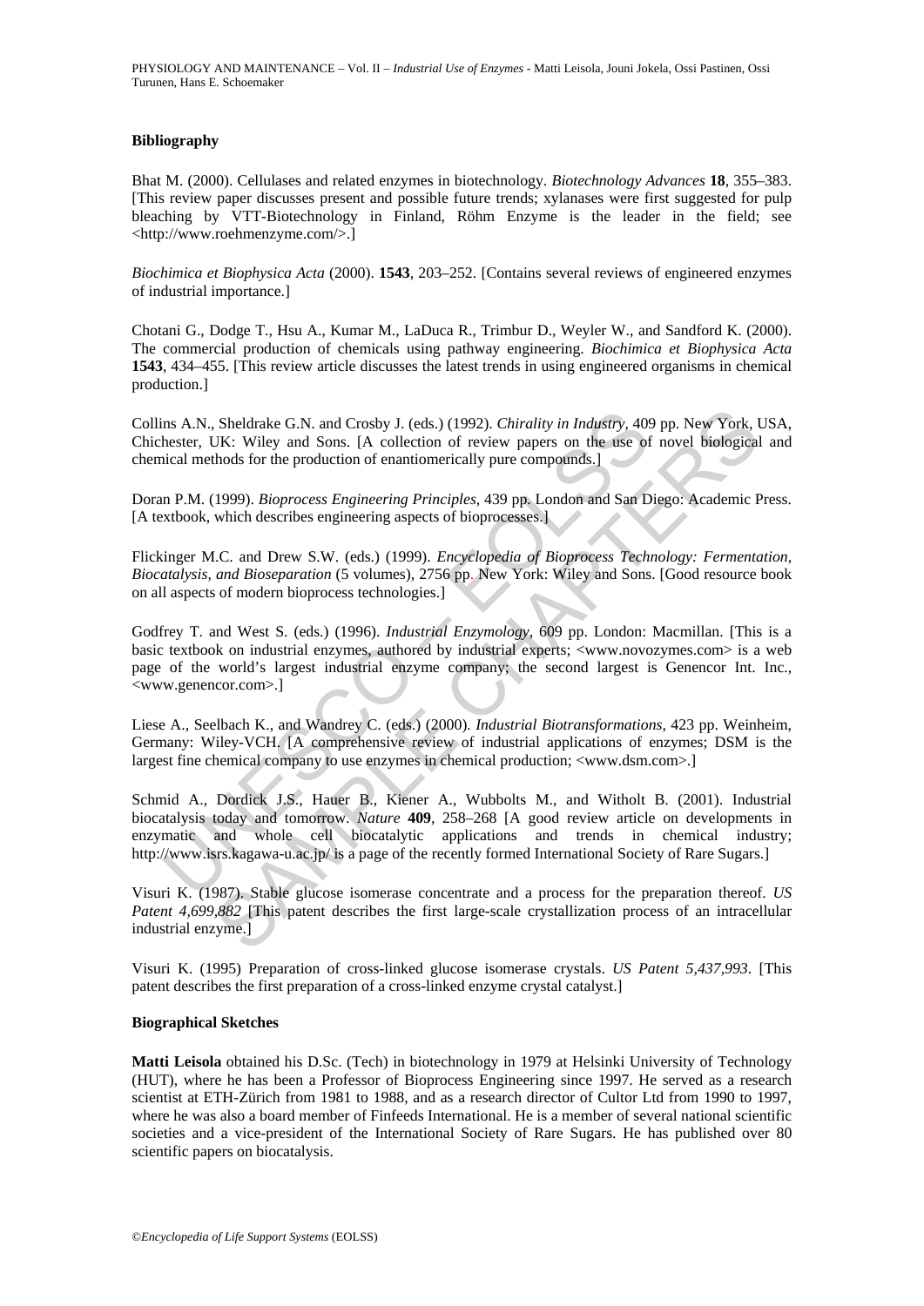**Bibliography**

Bhat M. (2000). Cellulases and related enzymes in biotechnology. *Biotechnology Advances* **18**, 355–383. [This review paper discusses present and possible future trends; xylanases were first suggested for pulp bleaching by VTT-Biotechnology in Finland, Röhm Enzyme is the leader in the field; see <http://www.roehmenzyme.com/>.]

*Biochimica et Biophysica Acta* (2000). **1543**, 203–252. [Contains several reviews of engineered enzymes of industrial importance.]

Chotani G., Dodge T., Hsu A., Kumar M., LaDuca R., Trimbur D., Weyler W., and Sandford K. (2000). The commercial production of chemicals using pathway engineering. *Biochimica et Biophysica Acta* **1543**, 434–455. [This review article discusses the latest trends in using engineered organisms in chemical production.]

Collins A.N., Sheldrake G.N. and Crosby J. (eds.) (1992). *Chirality in Industry*, 409 pp. New York, USA, Chichester, UK: Wiley and Sons. [A collection of review papers on the use of novel biological and chemical methods for the production of enantiomerically pure compounds.]

Doran P.M. (1999). *Bioprocess Engineering Principles*, 439 pp. London and San Diego: Academic Press. [A textbook, which describes engineering aspects of bioprocesses.]

Flickinger M.C. and Drew S.W. (eds.) (1999). *Encyclopedia of Bioprocess Technology: Fermentation, Biocatalysis, and Bioseparation* (5 volumes), 2756 pp. New York: Wiley and Sons. [Good resource book on all aspects of modern bioprocess technologies.]

Godfrey T. and West S. (eds.) (1996). *Industrial Enzymology*, 609 pp. London: Macmillan. [This is a basic textbook on industrial enzymes, authored by industrial experts; <www.novozymes.com> is a web page of the world's largest industrial enzyme company; the second largest is Genencor Int. Inc., <www.genencor.com>.]

Liese A., Seelbach K., and Wandrey C. (eds.) (2000). *Industrial Biotransformations*, 423 pp. Weinheim, Germany: Wiley-VCH. [A comprehensive review of industrial applications of enzymes; DSM is the largest fine chemical company to use enzymes in chemical production; <www.dsm.com>.]

Schmid A., Dordick J.S., Hauer B., Kiener A., Wubbolts M., and Witholt B. (2001). Industrial biocatalysis today and tomorrow. *Nature* **409**, 258–268 [A good review article on developments in enzymatic and whole cell biocatalytic applications and trends in chemical industry; http://www.isrs.kagawa-u.ac.jp/ is a page of the recently formed International Society of Rare Sugars.]

Visuri K. (1987). Stable glucose isomerase concentrate and a process for the preparation thereof. *US Patent 4,699,882* [This patent describes the first large-scale crystallization process of an intracellular industrial enzyme.]

Visuri K. (1995) Preparation of cross-linked glucose isomerase crystals. *US Patent 5,437,993*. [This patent describes the first preparation of a cross-linked enzyme crystal catalyst.]

**Biographical Sketches**

**Matti Leisola** obtained his D.Sc. (Tech) in biotechnology in 1979 at Helsinki University of Technology (HUT), where he has been a Professor of Bioprocess Engineering since 1997. He served as a research scientist at ETH-Zürich from 1981 to 1988, and as a research director of Cultor Ltd from 1990 to 1997, where he was also a board member of Finfeeds International. He is a member of several national scientific societies and a vice-president of the International Society of Rare Sugars. He has published over 80 scientific papers on biocatalysis.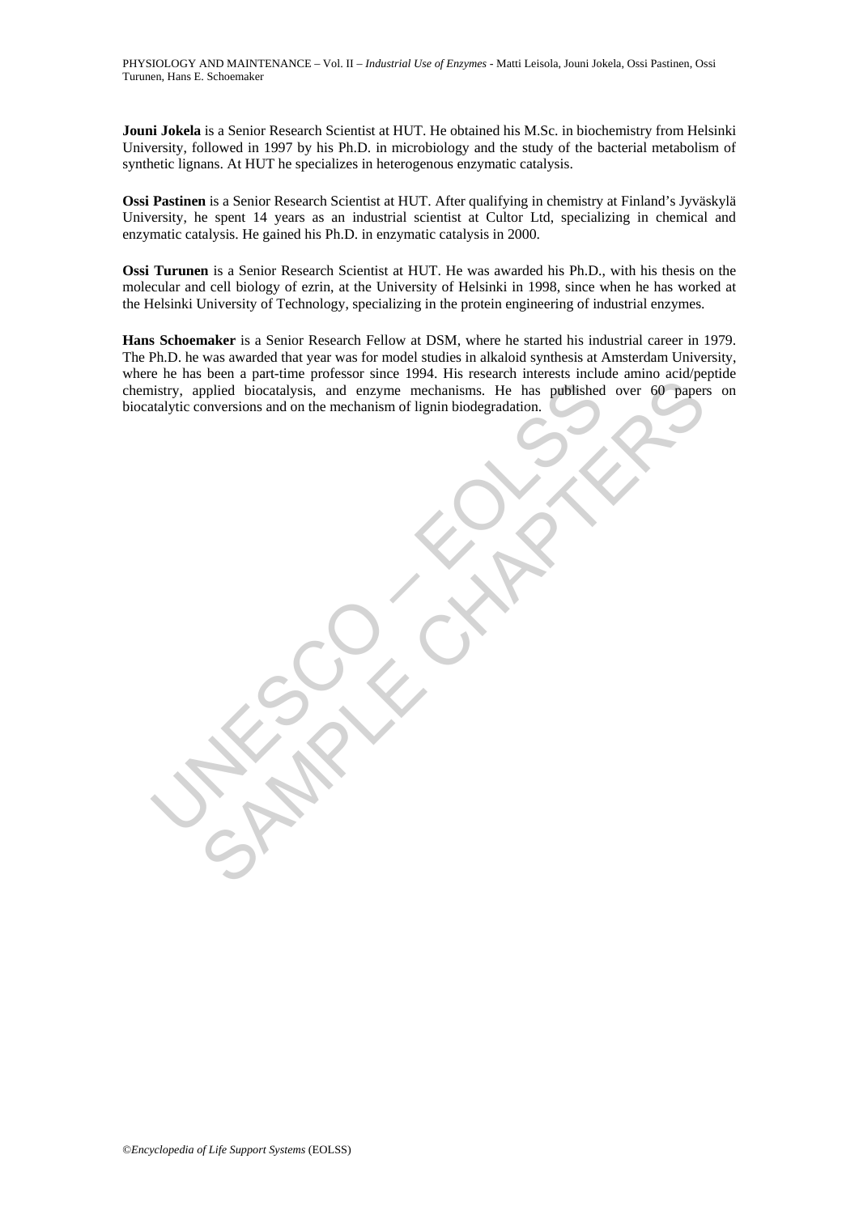**Jouni Jokela** is a Senior Research Scientist at HUT. He obtained his M.Sc. in biochemistry from Helsinki University, followed in 1997 by his Ph.D. in microbiology and the study of the bacterial metabolism of synthetic lignans. At HUT he specializes in heterogenous enzymatic catalysis.

**Ossi Pastinen** is a Senior Research Scientist at HUT. After qualifying in chemistry at Finland's Jyväskylä University, he spent 14 years as an industrial scientist at Cultor Ltd, specializing in chemical and enzymatic catalysis. He gained his Ph.D. in enzymatic catalysis in 2000.

**Ossi Turunen** is a Senior Research Scientist at HUT. He was awarded his Ph.D., with his thesis on the molecular and cell biology of ezrin, at the University of Helsinki in 1998, since when he has worked at the Helsinki University of Technology, specializing in the protein engineering of industrial enzymes.

**Hans Schoemaker** is a Senior Research Fellow at DSM, where he started his industrial career in 1979. The Ph.D. he was awarded that year was for model studies in alkaloid synthesis at Amsterdam University, where he has been a part-time professor since 1994. His research interests include amino acid/peptide chemistry, applied biocatalysis, and enzyme mechanisms. He has published over 60 papers on biocatalytic conversions and on the mechanism of lignin biodegradation.